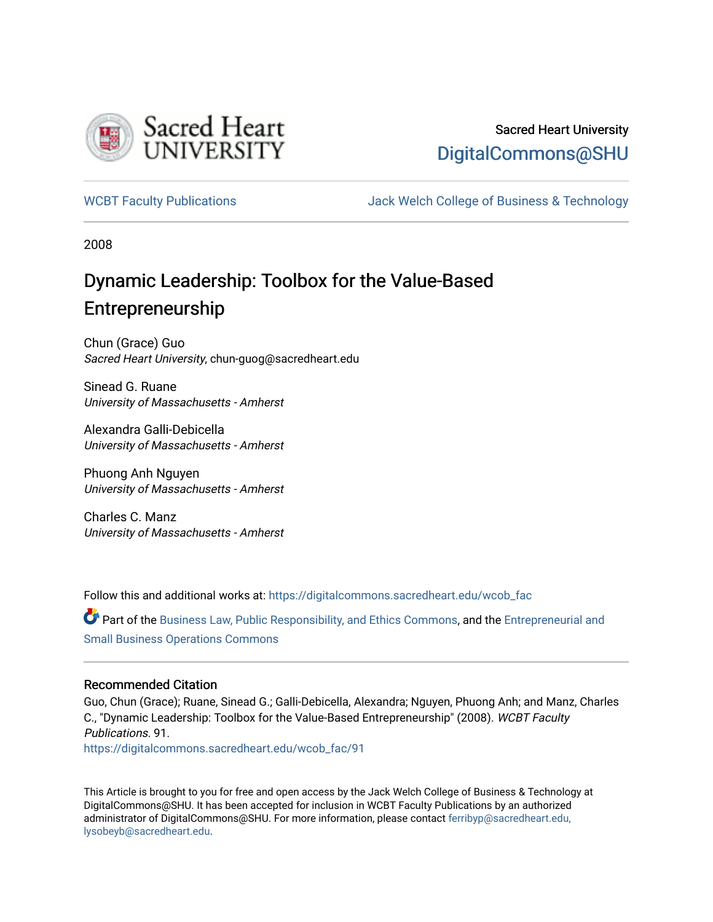Sacred Heart University

DigitalCommons@SHU

WCBT Faculty Publications

Jack Welch College of Business & Technology

2008

# Dynamic Leadership: Toolbox for the Value-Based Entrepreneurship

Chun (Grace) Guo
*Sacred Heart University*, chun-guog@sacredheart.edu

Sinead G. Ruane
*University of Massachusetts - Amherst*

Alexandra Galli-Debicella
*University of Massachusetts - Amherst*

Phuong Anh Nguyen
*University of Massachusetts - Amherst*

Charles C. Manz
*University of Massachusetts - Amherst*

Follow this and additional works at: https://digitalcommons.sacredheart.edu/wcob_fac

Part of the Business Law, Public Responsibility, and Ethics Commons, and the Entrepreneurial and Small Business Operations Commons

## Recommended Citation

Guo, Chun (Grace); Ruane, Sinead G.; Galli-Debicella, Alexandra; Nguyen, Phuong Anh; and Manz, Charles C., "Dynamic Leadership: Toolbox for the Value-Based Entrepreneurship" (2008). *WCBT Faculty Publications*. 91.
https://digitalcommons.sacredheart.edu/wcob_fac/91

This Article is brought to you for free and open access by the Jack Welch College of Business & Technology at DigitalCommons@SHU. It has been accepted for inclusion in WCBT Faculty Publications by an authorized administrator of DigitalCommons@SHU. For more information, please contact ferribyp@sacredheart.edu, lysobeyb@sacredheart.edu.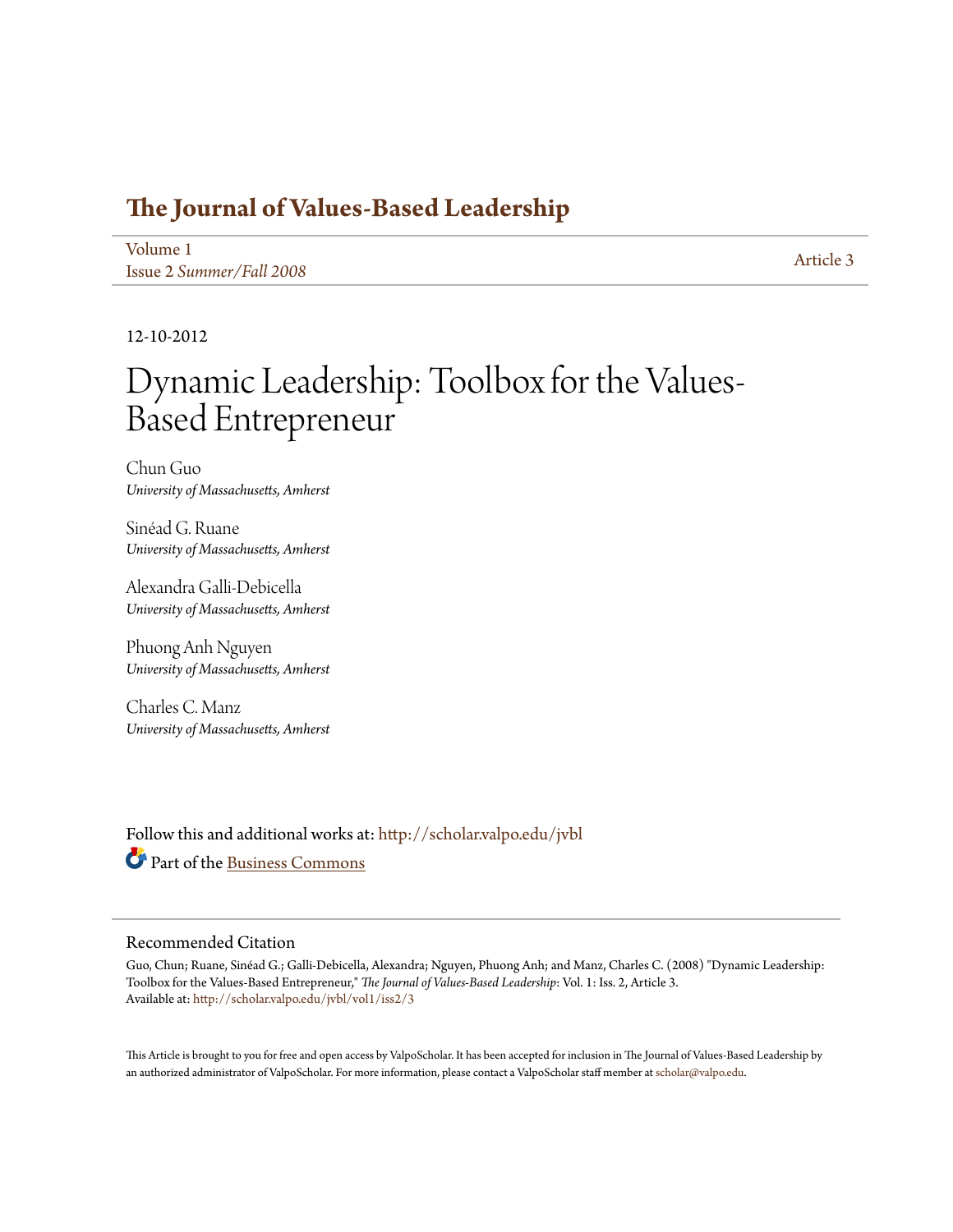# The Journal of Values-Based Leadership

Volume 1
Issue 2 *Summer/Fall 2008*

Article 3

12-10-2012

# Dynamic Leadership: Toolbox for the Values-Based Entrepreneur

Chun Guo
*University of Massachusetts, Amherst*

Sinéad G. Ruane
*University of Massachusetts, Amherst*

Alexandra Galli-Debicella
*University of Massachusetts, Amherst*

Phuong Anh Nguyen
*University of Massachusetts, Amherst*

Charles C. Manz
*University of Massachusetts, Amherst*

Follow this and additional works at: http://scholar.valpo.edu/jvbl

Part of the Business Commons

## Recommended Citation

Guo, Chun; Ruane, Sinéad G.; Galli-Debicella, Alexandra; Nguyen, Phuong Anh; and Manz, Charles C. (2008) "Dynamic Leadership: Toolbox for the Values-Based Entrepreneur," *The Journal of Values-Based Leadership*: Vol. 1: Iss. 2, Article 3.
Available at: http://scholar.valpo.edu/jvbl/vol1/iss2/3

This Article is brought to you for free and open access by ValpoScholar. It has been accepted for inclusion in The Journal of Values-Based Leadership by an authorized administrator of ValpoScholar. For more information, please contact a ValpoScholar staff member at scholar@valpo.edu.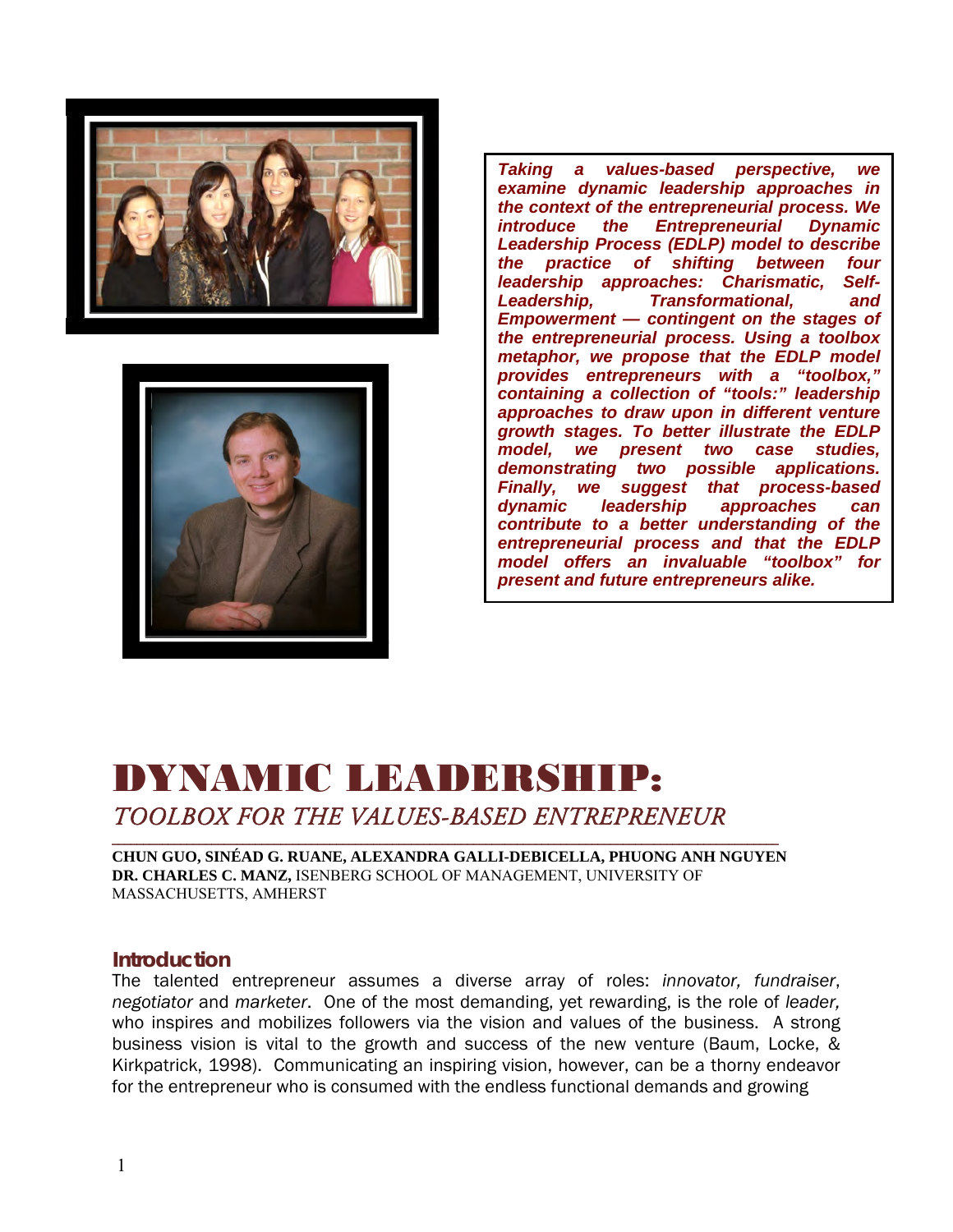***Taking a values-based perspective, we examine dynamic leadership approaches in the context of the entrepreneurial process. We introduce the Entrepreneurial Dynamic Leadership Process (EDLP) model to describe the practice of shifting between four leadership approaches: Charismatic, Self-Leadership, Transformational, and Empowerment — contingent on the stages of the entrepreneurial process. Using a toolbox metaphor, we propose that the EDLP model provides entrepreneurs with a "toolbox," containing a collection of "tools:" leadership approaches to draw upon in different venture growth stages. To better illustrate the EDLP model, we present two case studies, demonstrating two possible applications. Finally, we suggest that process-based dynamic leadership approaches can contribute to a better understanding of the entrepreneurial process and that the EDLP model offers an invaluable "toolbox" for present and future entrepreneurs alike.***

# DYNAMIC LEADERSHIP:

## *TOOLBOX FOR THE VALUES-BASED ENTREPRENEUR*

**CHUN GUO, SINÉAD G. RUANE, ALEXANDRA GALLI-DEBICELLA, PHUONG ANH NGUYEN**
**DR. CHARLES C. MANZ,** ISENBERG SCHOOL OF MANAGEMENT, UNIVERSITY OF MASSACHUSETTS, AMHERST

### Introduction

The talented entrepreneur assumes a diverse array of roles: *innovator, fundraiser*, *negotiator* and *marketer*. One of the most demanding, yet rewarding, is the role of *leader,* who inspires and mobilizes followers via the vision and values of the business. A strong business vision is vital to the growth and success of the new venture (Baum, Locke, & Kirkpatrick, 1998). Communicating an inspiring vision, however, can be a thorny endeavor for the entrepreneur who is consumed with the endless functional demands and growing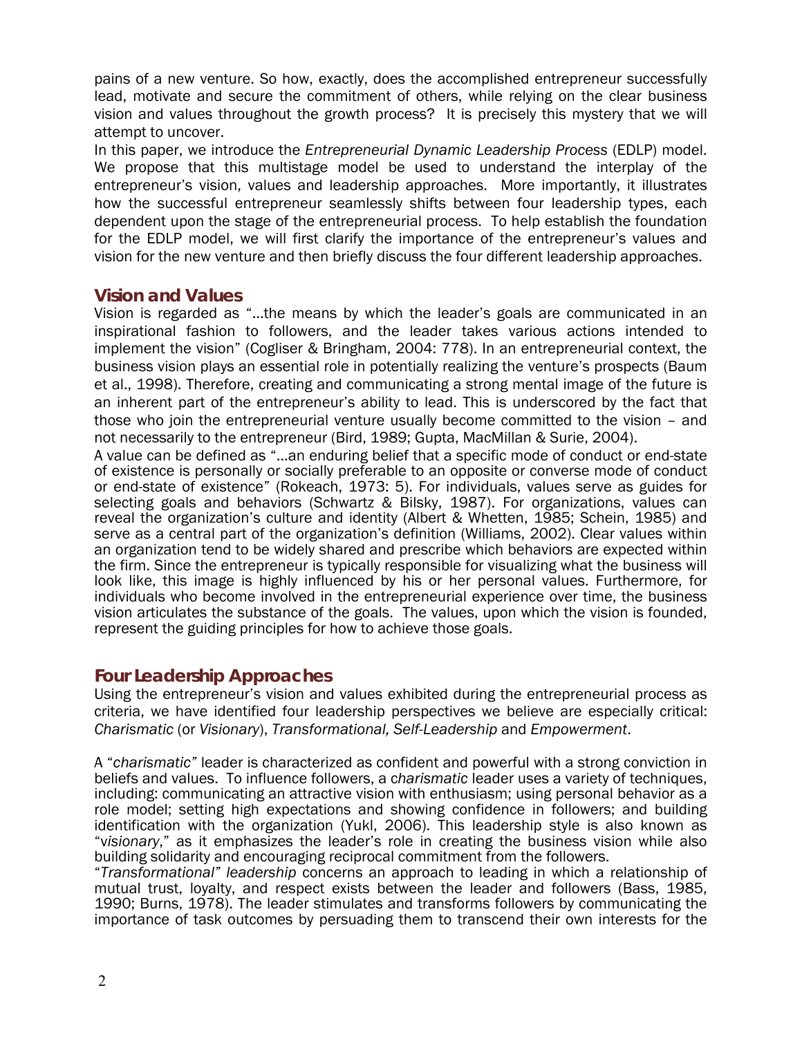pains of a new venture. So how, exactly, does the accomplished entrepreneur successfully lead, motivate and secure the commitment of others, while relying on the clear business vision and values throughout the growth process? It is precisely this mystery that we will attempt to uncover.

In this paper, we introduce the *Entrepreneurial Dynamic Leadership Process* (EDLP) model. We propose that this multistage model be used to understand the interplay of the entrepreneur's vision, values and leadership approaches. More importantly, it illustrates how the successful entrepreneur seamlessly shifts between four leadership types, each dependent upon the stage of the entrepreneurial process. To help establish the foundation for the EDLP model, we will first clarify the importance of the entrepreneur's values and vision for the new venture and then briefly discuss the four different leadership approaches.

## Vision and Values

Vision is regarded as "…the means by which the leader's goals are communicated in an inspirational fashion to followers, and the leader takes various actions intended to implement the vision" (Cogliser & Bringham, 2004: 778). In an entrepreneurial context, the business vision plays an essential role in potentially realizing the venture's prospects (Baum et al., 1998). Therefore, creating and communicating a strong mental image of the future is an inherent part of the entrepreneur's ability to lead. This is underscored by the fact that those who join the entrepreneurial venture usually become committed to the vision – and not necessarily to the entrepreneur (Bird, 1989; Gupta, MacMillan & Surie, 2004).

A value can be defined as "…an enduring belief that a specific mode of conduct or end-state of existence is personally or socially preferable to an opposite or converse mode of conduct or end-state of existence" (Rokeach, 1973: 5). For individuals, values serve as guides for selecting goals and behaviors (Schwartz & Bilsky, 1987). For organizations, values can reveal the organization's culture and identity (Albert & Whetten, 1985; Schein, 1985) and serve as a central part of the organization's definition (Williams, 2002). Clear values within an organization tend to be widely shared and prescribe which behaviors are expected within the firm. Since the entrepreneur is typically responsible for visualizing what the business will look like, this image is highly influenced by his or her personal values. Furthermore, for individuals who become involved in the entrepreneurial experience over time, the business vision articulates the substance of the goals. The values, upon which the vision is founded, represent the guiding principles for how to achieve those goals.

## Four Leadership Approaches

Using the entrepreneur's vision and values exhibited during the entrepreneurial process as criteria, we have identified four leadership perspectives we believe are especially critical: *Charismatic* (or *Visionary*), *Transformational, Self-Leadership* and *Empowerment*.

A "*charismatic*" leader is characterized as confident and powerful with a strong conviction in beliefs and values. To influence followers, a *charismatic* leader uses a variety of techniques, including: communicating an attractive vision with enthusiasm; using personal behavior as a role model; setting high expectations and showing confidence in followers; and building identification with the organization (Yukl, 2006). This leadership style is also known as "*visionary*," as it emphasizes the leader's role in creating the business vision while also building solidarity and encouraging reciprocal commitment from the followers.

"*Transformational" leadership* concerns an approach to leading in which a relationship of mutual trust, loyalty, and respect exists between the leader and followers (Bass, 1985, 1990; Burns, 1978). The leader stimulates and transforms followers by communicating the importance of task outcomes by persuading them to transcend their own interests for the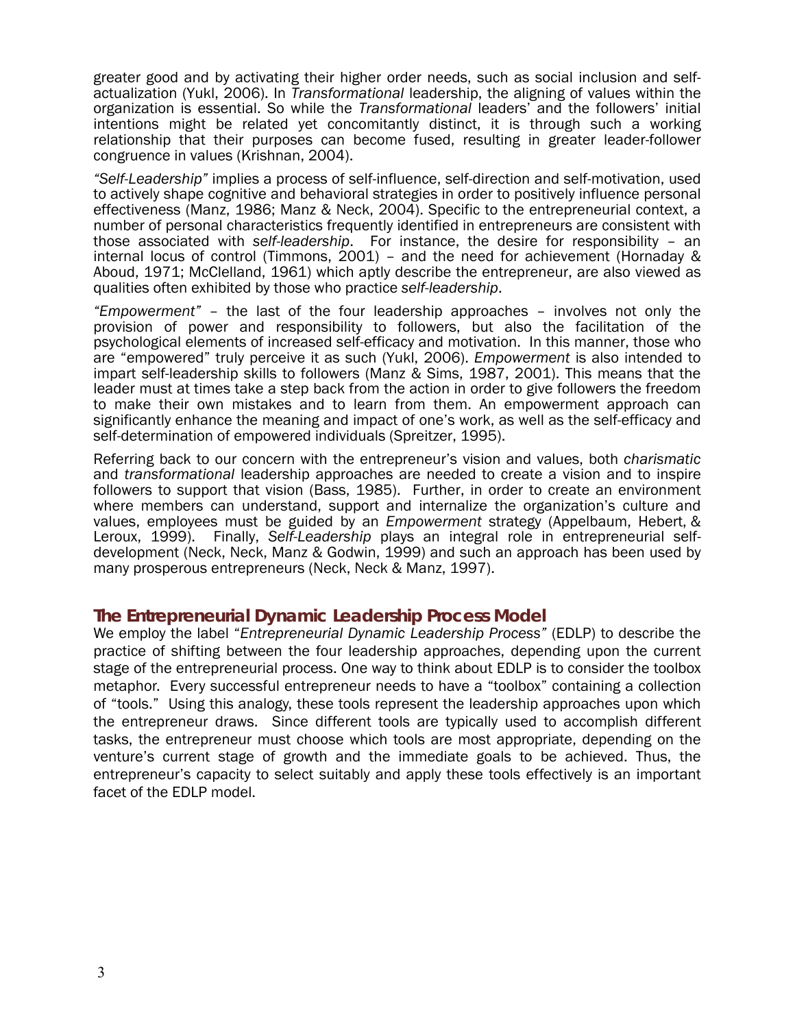greater good and by activating their higher order needs, such as social inclusion and self-actualization (Yukl, 2006). In *Transformational* leadership, the aligning of values within the organization is essential. So while the *Transformational* leaders' and the followers' initial intentions might be related yet concomitantly distinct, it is through such a working relationship that their purposes can become fused, resulting in greater leader-follower congruence in values (Krishnan, 2004).

*"Self-Leadership"* implies a process of self-influence, self-direction and self-motivation, used to actively shape cognitive and behavioral strategies in order to positively influence personal effectiveness (Manz, 1986; Manz & Neck, 2004). Specific to the entrepreneurial context, a number of personal characteristics frequently identified in entrepreneurs are consistent with those associated with *self-leadership*. For instance, the desire for responsibility – an internal locus of control (Timmons, 2001) – and the need for achievement (Hornaday & Aboud, 1971; McClelland, 1961) which aptly describe the entrepreneur, are also viewed as qualities often exhibited by those who practice *self-leadership*.

*"Empowerment"* – the last of the four leadership approaches – involves not only the provision of power and responsibility to followers, but also the facilitation of the psychological elements of increased self-efficacy and motivation. In this manner, those who are "empowered" truly perceive it as such (Yukl, 2006). *Empowerment* is also intended to impart self-leadership skills to followers (Manz & Sims, 1987, 2001). This means that the leader must at times take a step back from the action in order to give followers the freedom to make their own mistakes and to learn from them. An empowerment approach can significantly enhance the meaning and impact of one's work, as well as the self-efficacy and self-determination of empowered individuals (Spreitzer, 1995).

Referring back to our concern with the entrepreneur's vision and values, both *charismatic* and *transformational* leadership approaches are needed to create a vision and to inspire followers to support that vision (Bass, 1985). Further, in order to create an environment where members can understand, support and internalize the organization's culture and values, employees must be guided by an *Empowerment* strategy (Appelbaum, Hebert, & Leroux, 1999). Finally, *Self-Leadership* plays an integral role in entrepreneurial self-development (Neck, Neck, Manz & Godwin, 1999) and such an approach has been used by many prosperous entrepreneurs (Neck, Neck & Manz, 1997).

## The Entrepreneurial Dynamic Leadership Process Model

We employ the label "*Entrepreneurial Dynamic Leadership Process*" (EDLP) to describe the practice of shifting between the four leadership approaches, depending upon the current stage of the entrepreneurial process. One way to think about EDLP is to consider the toolbox metaphor. Every successful entrepreneur needs to have a "toolbox" containing a collection of "tools." Using this analogy, these tools represent the leadership approaches upon which the entrepreneur draws. Since different tools are typically used to accomplish different tasks, the entrepreneur must choose which tools are most appropriate, depending on the venture's current stage of growth and the immediate goals to be achieved. Thus, the entrepreneur's capacity to select suitably and apply these tools effectively is an important facet of the EDLP model.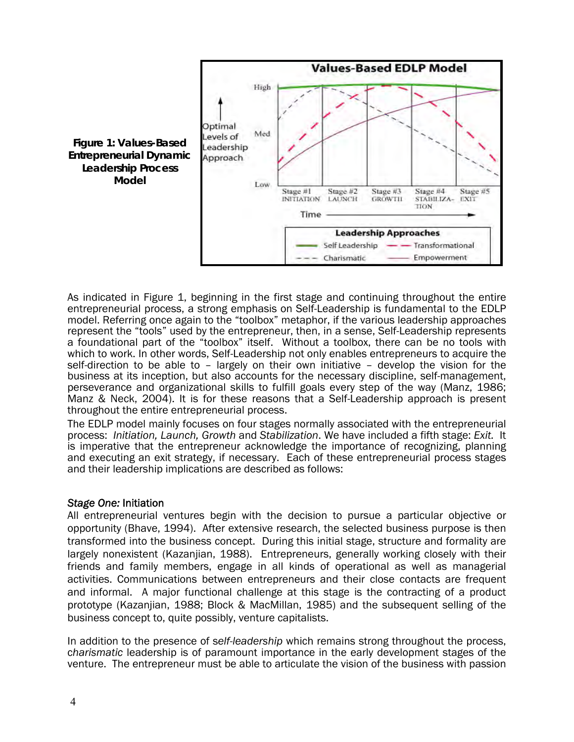**Figure 1: Values-Based Entrepreneurial Dynamic Leadership Process Model**

As indicated in Figure 1, beginning in the first stage and continuing throughout the entire entrepreneurial process, a strong emphasis on Self-Leadership is fundamental to the EDLP model. Referring once again to the "toolbox" metaphor, if the various leadership approaches represent the "tools" used by the entrepreneur, then, in a sense, Self-Leadership represents a foundational part of the "toolbox" itself. Without a toolbox, there can be no tools with which to work. In other words, Self-Leadership not only enables entrepreneurs to acquire the self-direction to be able to – largely on their own initiative – develop the vision for the business at its inception, but also accounts for the necessary discipline, self-management, perseverance and organizational skills to fulfill goals every step of the way (Manz, 1986; Manz & Neck, 2004). It is for these reasons that a Self-Leadership approach is present throughout the entire entrepreneurial process.

The EDLP model mainly focuses on four stages normally associated with the entrepreneurial process: *Initiation, Launch, Growth* and *Stabilization*. We have included a fifth stage: *Exit.* It is imperative that the entrepreneur acknowledge the importance of recognizing, planning and executing an exit strategy, if necessary. Each of these entrepreneurial process stages and their leadership implications are described as follows:

*Stage One:* Initiation

All entrepreneurial ventures begin with the decision to pursue a particular objective or opportunity (Bhave, 1994). After extensive research, the selected business purpose is then transformed into the business concept. During this initial stage, structure and formality are largely nonexistent (Kazanjian, 1988). Entrepreneurs, generally working closely with their friends and family members, engage in all kinds of operational as well as managerial activities. Communications between entrepreneurs and their close contacts are frequent and informal. A major functional challenge at this stage is the contracting of a product prototype (Kazanjian, 1988; Block & MacMillan, 1985) and the subsequent selling of the business concept to, quite possibly, venture capitalists.

In addition to the presence of s*elf-leadership* which remains strong throughout the process, *charismatic* leadership is of paramount importance in the early development stages of the venture. The entrepreneur must be able to articulate the vision of the business with passion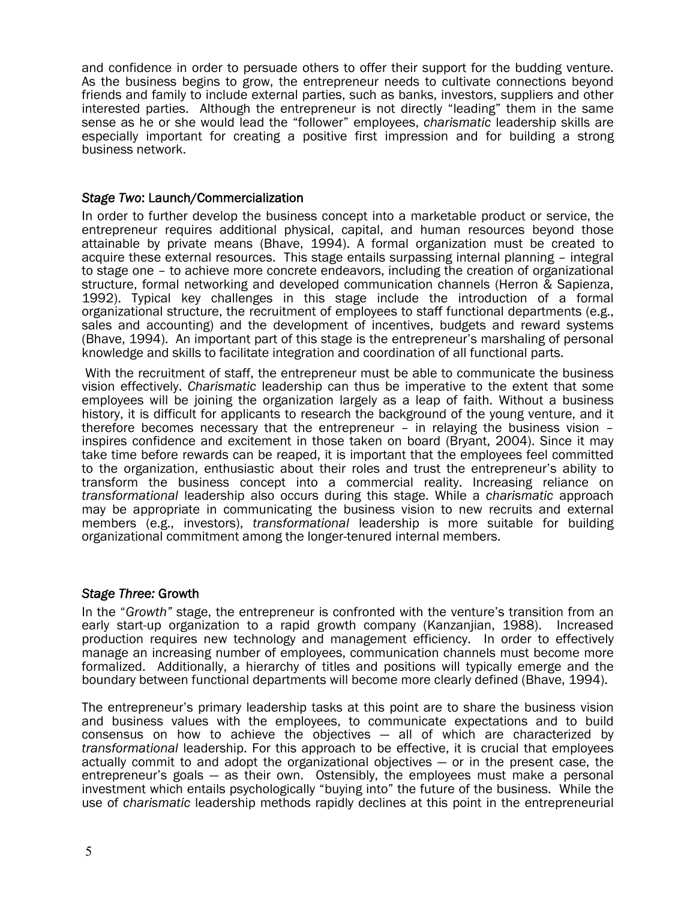and confidence in order to persuade others to offer their support for the budding venture. As the business begins to grow, the entrepreneur needs to cultivate connections beyond friends and family to include external parties, such as banks, investors, suppliers and other interested parties. Although the entrepreneur is not directly "leading" them in the same sense as he or she would lead the "follower" employees, *charismatic* leadership skills are especially important for creating a positive first impression and for building a strong business network.

### *Stage Two*: Launch/Commercialization

In order to further develop the business concept into a marketable product or service, the entrepreneur requires additional physical, capital, and human resources beyond those attainable by private means (Bhave, 1994). A formal organization must be created to acquire these external resources. This stage entails surpassing internal planning – integral to stage one – to achieve more concrete endeavors, including the creation of organizational structure, formal networking and developed communication channels (Herron & Sapienza, 1992). Typical key challenges in this stage include the introduction of a formal organizational structure, the recruitment of employees to staff functional departments (e.g., sales and accounting) and the development of incentives, budgets and reward systems (Bhave, 1994). An important part of this stage is the entrepreneur's marshaling of personal knowledge and skills to facilitate integration and coordination of all functional parts.

With the recruitment of staff, the entrepreneur must be able to communicate the business vision effectively. *Charismatic* leadership can thus be imperative to the extent that some employees will be joining the organization largely as a leap of faith. Without a business history, it is difficult for applicants to research the background of the young venture, and it therefore becomes necessary that the entrepreneur – in relaying the business vision – inspires confidence and excitement in those taken on board (Bryant, 2004). Since it may take time before rewards can be reaped, it is important that the employees feel committed to the organization, enthusiastic about their roles and trust the entrepreneur's ability to transform the business concept into a commercial reality. Increasing reliance on *transformational* leadership also occurs during this stage. While a *charismatic* approach may be appropriate in communicating the business vision to new recruits and external members (e.g., investors), *transformational* leadership is more suitable for building organizational commitment among the longer-tenured internal members.

### *Stage Three:* Growth

In the "*Growth*" stage, the entrepreneur is confronted with the venture's transition from an early start-up organization to a rapid growth company (Kanzanjian, 1988). Increased production requires new technology and management efficiency. In order to effectively manage an increasing number of employees, communication channels must become more formalized. Additionally, a hierarchy of titles and positions will typically emerge and the boundary between functional departments will become more clearly defined (Bhave, 1994).

The entrepreneur's primary leadership tasks at this point are to share the business vision and business values with the employees, to communicate expectations and to build consensus on how to achieve the objectives — all of which are characterized by *transformational* leadership. For this approach to be effective, it is crucial that employees actually commit to and adopt the organizational objectives — or in the present case, the entrepreneur's goals — as their own. Ostensibly, the employees must make a personal investment which entails psychologically "buying into" the future of the business. While the use of *charismatic* leadership methods rapidly declines at this point in the entrepreneurial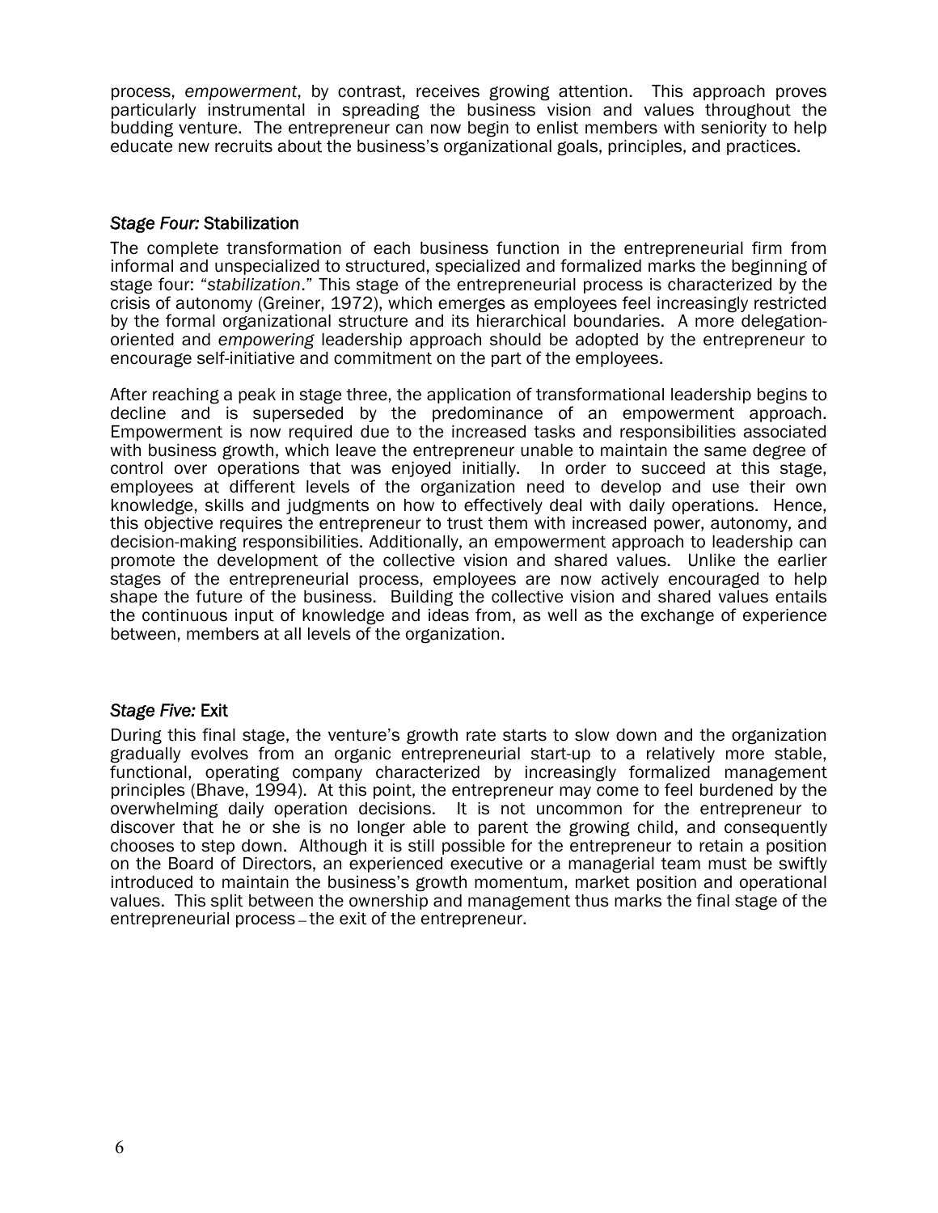process, *empowerment*, by contrast, receives growing attention. This approach proves particularly instrumental in spreading the business vision and values throughout the budding venture. The entrepreneur can now begin to enlist members with seniority to help educate new recruits about the business's organizational goals, principles, and practices.

### *Stage Four:* Stabilization

The complete transformation of each business function in the entrepreneurial firm from informal and unspecialized to structured, specialized and formalized marks the beginning of stage four: "*stabilization*." This stage of the entrepreneurial process is characterized by the crisis of autonomy (Greiner, 1972), which emerges as employees feel increasingly restricted by the formal organizational structure and its hierarchical boundaries. A more delegation-oriented and *empowering* leadership approach should be adopted by the entrepreneur to encourage self-initiative and commitment on the part of the employees.

After reaching a peak in stage three, the application of transformational leadership begins to decline and is superseded by the predominance of an empowerment approach. Empowerment is now required due to the increased tasks and responsibilities associated with business growth, which leave the entrepreneur unable to maintain the same degree of control over operations that was enjoyed initially. In order to succeed at this stage, employees at different levels of the organization need to develop and use their own knowledge, skills and judgments on how to effectively deal with daily operations. Hence, this objective requires the entrepreneur to trust them with increased power, autonomy, and decision-making responsibilities. Additionally, an empowerment approach to leadership can promote the development of the collective vision and shared values. Unlike the earlier stages of the entrepreneurial process, employees are now actively encouraged to help shape the future of the business. Building the collective vision and shared values entails the continuous input of knowledge and ideas from, as well as the exchange of experience between, members at all levels of the organization.

### *Stage Five:* Exit

During this final stage, the venture's growth rate starts to slow down and the organization gradually evolves from an organic entrepreneurial start-up to a relatively more stable, functional, operating company characterized by increasingly formalized management principles (Bhave, 1994). At this point, the entrepreneur may come to feel burdened by the overwhelming daily operation decisions. It is not uncommon for the entrepreneur to discover that he or she is no longer able to parent the growing child, and consequently chooses to step down. Although it is still possible for the entrepreneur to retain a position on the Board of Directors, an experienced executive or a managerial team must be swiftly introduced to maintain the business's growth momentum, market position and operational values. This split between the ownership and management thus marks the final stage of the entrepreneurial process – the exit of the entrepreneur.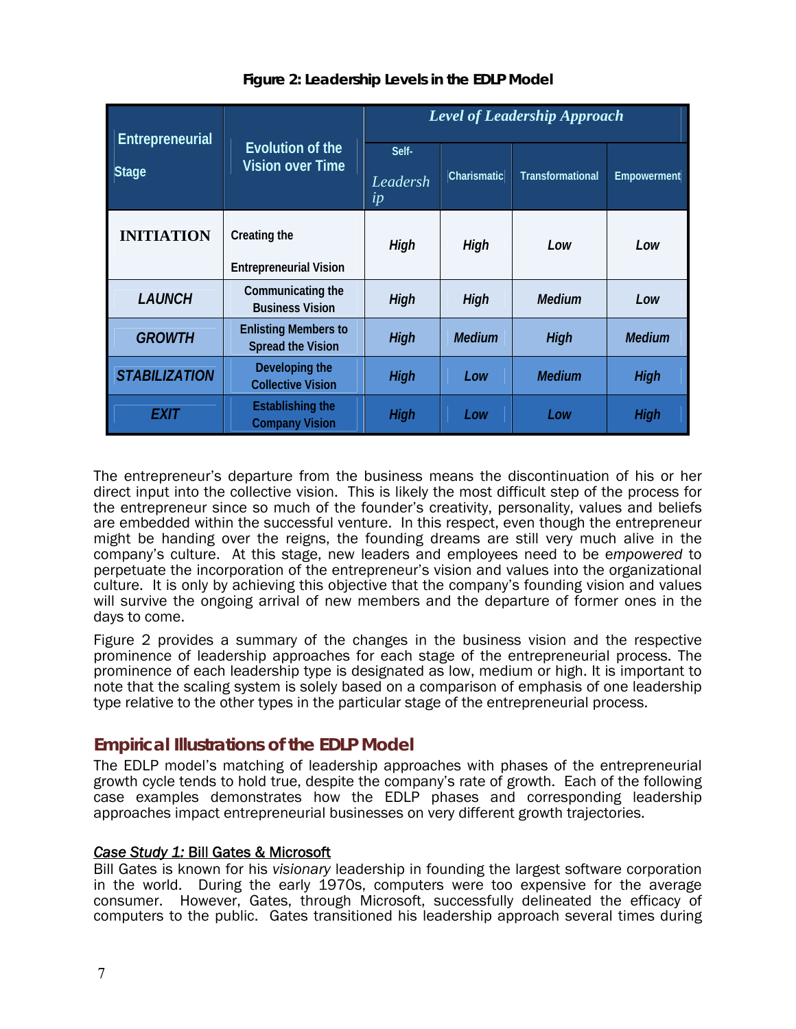**Figure 2: Leadership Levels in the EDLP Model**

| Entrepreneurial Stage | Evolution of the Vision over Time | *Level of Leadership Approach* | | | |
|---|---|---|---|---|---|
| | | Self-Leadership | Charismatic | Transformational | Empowerment |
| **INITIATION** | Creating the Entrepreneurial Vision | *High* | *High* | *Low* | *Low* |
| *LAUNCH* | Communicating the Business Vision | *High* | *High* | *Medium* | *Low* |
| *GROWTH* | Enlisting Members to Spread the Vision | *High* | *Medium* | *High* | *Medium* |
| *STABILIZATION* | Developing the Collective Vision | *High* | *Low* | *Medium* | *High* |
| *EXIT* | Establishing the Company Vision | *High* | *Low* | *Low* | *High* |

The entrepreneur's departure from the business means the discontinuation of his or her direct input into the collective vision. This is likely the most difficult step of the process for the entrepreneur since so much of the founder's creativity, personality, values and beliefs are embedded within the successful venture. In this respect, even though the entrepreneur might be handing over the reigns, the founding dreams are still very much alive in the company's culture. At this stage, new leaders and employees need to be e*mpowered* to perpetuate the incorporation of the entrepreneur's vision and values into the organizational culture. It is only by achieving this objective that the company's founding vision and values will survive the ongoing arrival of new members and the departure of former ones in the days to come.

Figure 2 provides a summary of the changes in the business vision and the respective prominence of leadership approaches for each stage of the entrepreneurial process. The prominence of each leadership type is designated as low, medium or high. It is important to note that the scaling system is solely based on a comparison of emphasis of one leadership type relative to the other types in the particular stage of the entrepreneurial process.

## Empirical Illustrations of the EDLP Model

The EDLP model's matching of leadership approaches with phases of the entrepreneurial growth cycle tends to hold true, despite the company's rate of growth. Each of the following case examples demonstrates how the EDLP phases and corresponding leadership approaches impact entrepreneurial businesses on very different growth trajectories.

*Case Study 1:* Bill Gates & Microsoft

Bill Gates is known for his *visionary* leadership in founding the largest software corporation in the world. During the early 1970s, computers were too expensive for the average consumer. However, Gates, through Microsoft, successfully delineated the efficacy of computers to the public. Gates transitioned his leadership approach several times during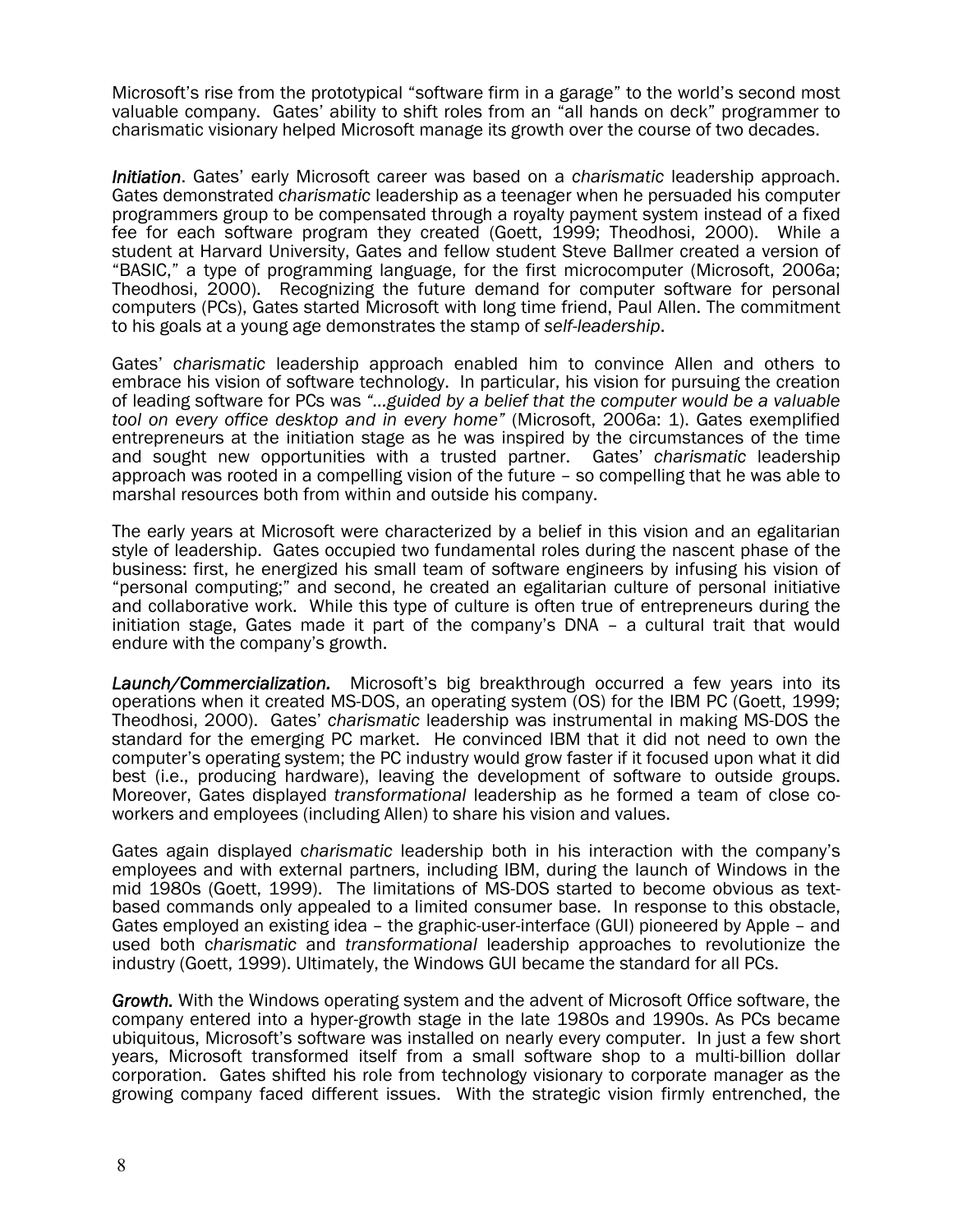Microsoft's rise from the prototypical "software firm in a garage" to the world's second most valuable company. Gates' ability to shift roles from an "all hands on deck" programmer to charismatic visionary helped Microsoft manage its growth over the course of two decades.

***Initiation***. Gates' early Microsoft career was based on a *charismatic* leadership approach. Gates demonstrated *charismatic* leadership as a teenager when he persuaded his computer programmers group to be compensated through a royalty payment system instead of a fixed fee for each software program they created (Goett, 1999; Theodhosi, 2000). While a student at Harvard University, Gates and fellow student Steve Ballmer created a version of "BASIC," a type of programming language, for the first microcomputer (Microsoft, 2006a; Theodhosi, 2000). Recognizing the future demand for computer software for personal computers (PCs), Gates started Microsoft with long time friend, Paul Allen. The commitment to his goals at a young age demonstrates the stamp of *self-leadership*.

Gates' *charismatic* leadership approach enabled him to convince Allen and others to embrace his vision of software technology. In particular, his vision for pursuing the creation of leading software for PCs was *"…guided by a belief that the computer would be a valuable tool on every office desktop and in every home"* (Microsoft, 2006a: 1). Gates exemplified entrepreneurs at the initiation stage as he was inspired by the circumstances of the time and sought new opportunities with a trusted partner. Gates' *charismatic* leadership approach was rooted in a compelling vision of the future – so compelling that he was able to marshal resources both from within and outside his company.

The early years at Microsoft were characterized by a belief in this vision and an egalitarian style of leadership. Gates occupied two fundamental roles during the nascent phase of the business: first, he energized his small team of software engineers by infusing his vision of "personal computing;" and second, he created an egalitarian culture of personal initiative and collaborative work. While this type of culture is often true of entrepreneurs during the initiation stage, Gates made it part of the company's DNA – a cultural trait that would endure with the company's growth.

***Launch/Commercialization.*** Microsoft's big breakthrough occurred a few years into its operations when it created MS-DOS, an operating system (OS) for the IBM PC (Goett, 1999; Theodhosi, 2000). Gates' *charismatic* leadership was instrumental in making MS-DOS the standard for the emerging PC market. He convinced IBM that it did not need to own the computer's operating system; the PC industry would grow faster if it focused upon what it did best (i.e., producing hardware), leaving the development of software to outside groups. Moreover, Gates displayed *transformational* leadership as he formed a team of close co-workers and employees (including Allen) to share his vision and values.

Gates again displayed *charismatic* leadership both in his interaction with the company's employees and with external partners, including IBM, during the launch of Windows in the mid 1980s (Goett, 1999). The limitations of MS-DOS started to become obvious as text-based commands only appealed to a limited consumer base. In response to this obstacle, Gates employed an existing idea – the graphic-user-interface (GUI) pioneered by Apple – and used both *charismatic* and *transformational* leadership approaches to revolutionize the industry (Goett, 1999). Ultimately, the Windows GUI became the standard for all PCs.

***Growth.*** With the Windows operating system and the advent of Microsoft Office software, the company entered into a hyper-growth stage in the late 1980s and 1990s. As PCs became ubiquitous, Microsoft's software was installed on nearly every computer. In just a few short years, Microsoft transformed itself from a small software shop to a multi-billion dollar corporation. Gates shifted his role from technology visionary to corporate manager as the growing company faced different issues. With the strategic vision firmly entrenched, the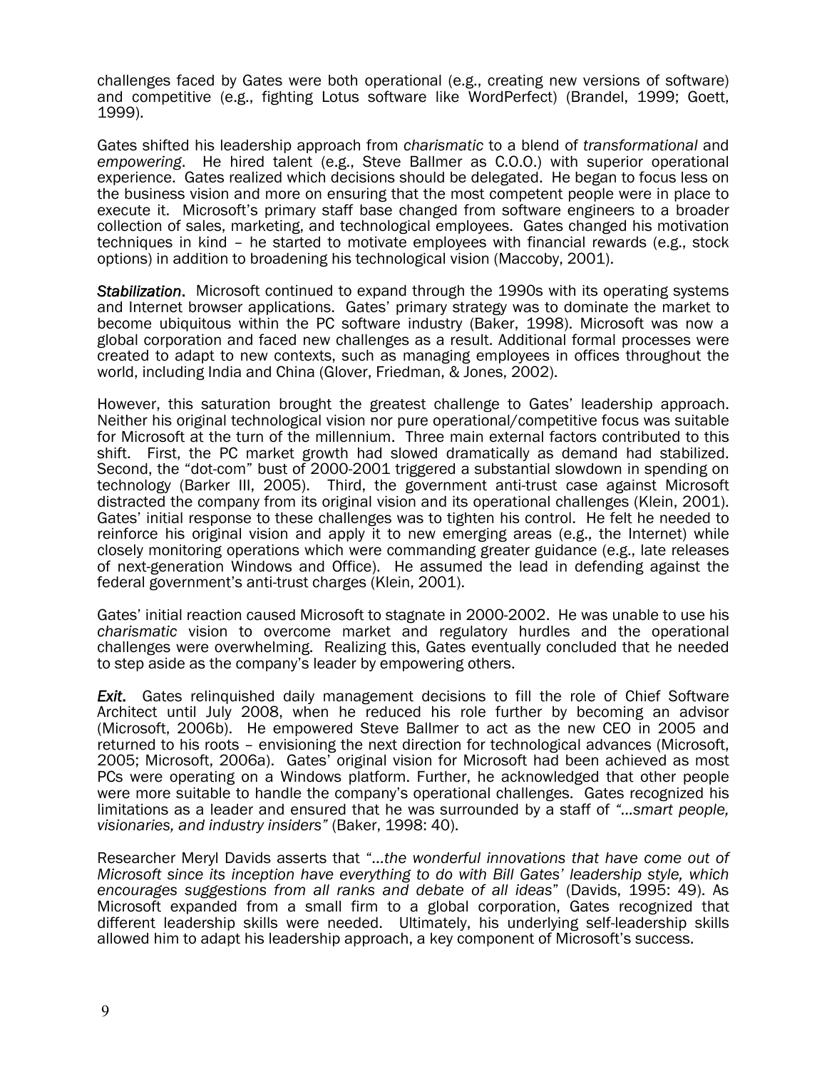challenges faced by Gates were both operational (e.g., creating new versions of software) and competitive (e.g., fighting Lotus software like WordPerfect) (Brandel, 1999; Goett, 1999).

Gates shifted his leadership approach from *charismatic* to a blend of *transformational* and *empowering*. He hired talent (e.g., Steve Ballmer as C.O.O.) with superior operational experience. Gates realized which decisions should be delegated. He began to focus less on the business vision and more on ensuring that the most competent people were in place to execute it. Microsoft's primary staff base changed from software engineers to a broader collection of sales, marketing, and technological employees. Gates changed his motivation techniques in kind – he started to motivate employees with financial rewards (e.g., stock options) in addition to broadening his technological vision (Maccoby, 2001).

***Stabilization*.** Microsoft continued to expand through the 1990s with its operating systems and Internet browser applications. Gates' primary strategy was to dominate the market to become ubiquitous within the PC software industry (Baker, 1998). Microsoft was now a global corporation and faced new challenges as a result. Additional formal processes were created to adapt to new contexts, such as managing employees in offices throughout the world, including India and China (Glover, Friedman, & Jones, 2002).

However, this saturation brought the greatest challenge to Gates' leadership approach. Neither his original technological vision nor pure operational/competitive focus was suitable for Microsoft at the turn of the millennium. Three main external factors contributed to this shift. First, the PC market growth had slowed dramatically as demand had stabilized. Second, the "dot-com" bust of 2000-2001 triggered a substantial slowdown in spending on technology (Barker III, 2005). Third, the government anti-trust case against Microsoft distracted the company from its original vision and its operational challenges (Klein, 2001). Gates' initial response to these challenges was to tighten his control. He felt he needed to reinforce his original vision and apply it to new emerging areas (e.g., the Internet) while closely monitoring operations which were commanding greater guidance (e.g., late releases of next-generation Windows and Office). He assumed the lead in defending against the federal government's anti-trust charges (Klein, 2001).

Gates' initial reaction caused Microsoft to stagnate in 2000-2002. He was unable to use his *charismatic* vision to overcome market and regulatory hurdles and the operational challenges were overwhelming. Realizing this, Gates eventually concluded that he needed to step aside as the company's leader by empowering others.

***Exit*.** Gates relinquished daily management decisions to fill the role of Chief Software Architect until July 2008, when he reduced his role further by becoming an advisor (Microsoft, 2006b). He empowered Steve Ballmer to act as the new CEO in 2005 and returned to his roots – envisioning the next direction for technological advances (Microsoft, 2005; Microsoft, 2006a). Gates' original vision for Microsoft had been achieved as most PCs were operating on a Windows platform. Further, he acknowledged that other people were more suitable to handle the company's operational challenges. Gates recognized his limitations as a leader and ensured that he was surrounded by a staff of *"…smart people, visionaries, and industry insiders"* (Baker, 1998: 40).

Researcher Meryl Davids asserts that *"…the wonderful innovations that have come out of Microsoft since its inception have everything to do with Bill Gates' leadership style, which encourages suggestions from all ranks and debate of all ideas"* (Davids, 1995: 49). As Microsoft expanded from a small firm to a global corporation, Gates recognized that different leadership skills were needed. Ultimately, his underlying self-leadership skills allowed him to adapt his leadership approach, a key component of Microsoft's success.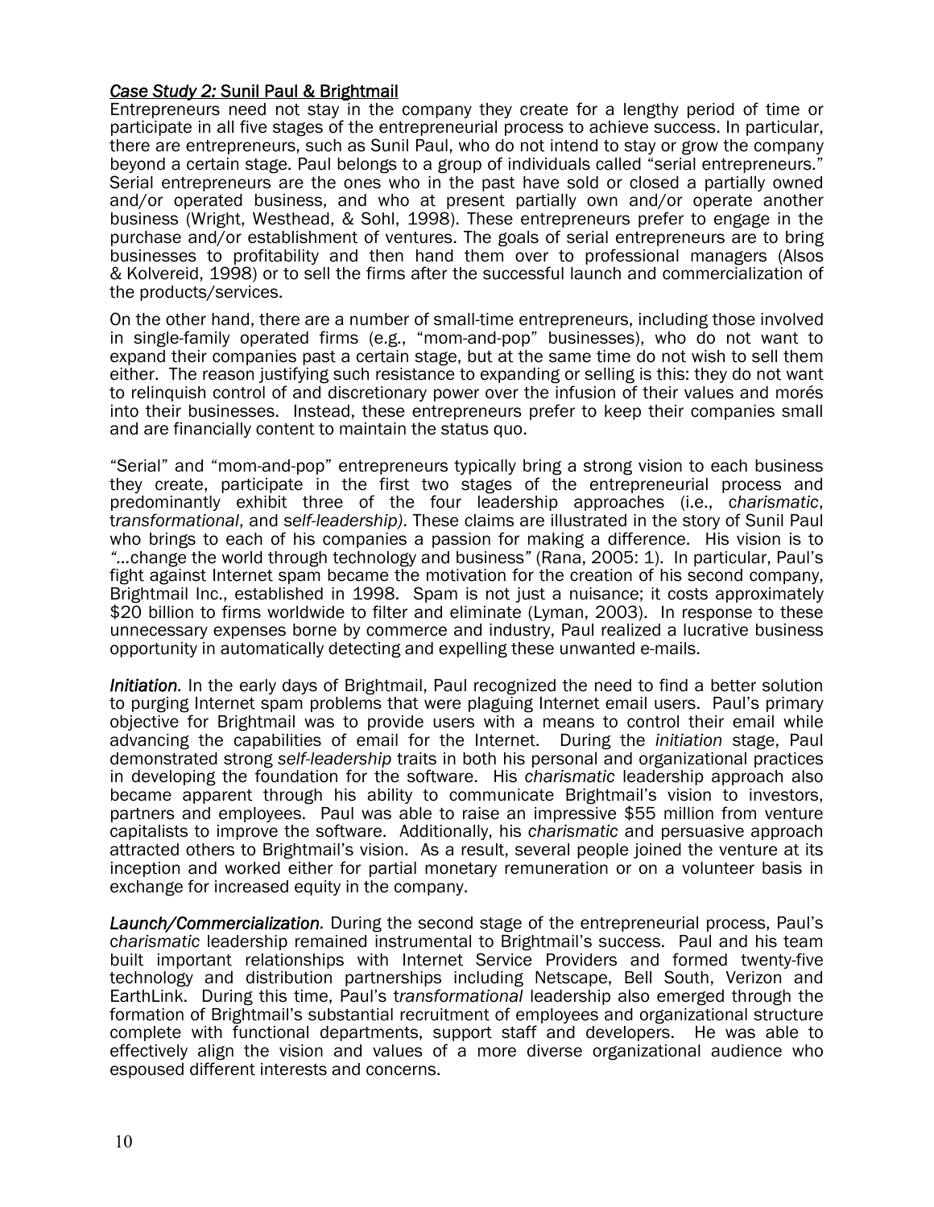*Case Study 2:* Sunil Paul & Brightmail

Entrepreneurs need not stay in the company they create for a lengthy period of time or participate in all five stages of the entrepreneurial process to achieve success. In particular, there are entrepreneurs, such as Sunil Paul, who do not intend to stay or grow the company beyond a certain stage. Paul belongs to a group of individuals called "serial entrepreneurs." Serial entrepreneurs are the ones who in the past have sold or closed a partially owned and/or operated business, and who at present partially own and/or operate another business (Wright, Westhead, & Sohl, 1998). These entrepreneurs prefer to engage in the purchase and/or establishment of ventures. The goals of serial entrepreneurs are to bring businesses to profitability and then hand them over to professional managers (Alsos & Kolvereid, 1998) or to sell the firms after the successful launch and commercialization of the products/services.

On the other hand, there are a number of small-time entrepreneurs, including those involved in single-family operated firms (e.g., "mom-and-pop" businesses), who do not want to expand their companies past a certain stage, but at the same time do not wish to sell them either. The reason justifying such resistance to expanding or selling is this: they do not want to relinquish control of and discretionary power over the infusion of their values and morés into their businesses. Instead, these entrepreneurs prefer to keep their companies small and are financially content to maintain the status quo.

"Serial" and "mom-and-pop" entrepreneurs typically bring a strong vision to each business they create, participate in the first two stages of the entrepreneurial process and predominantly exhibit three of the four leadership approaches (i.e., *charismatic*, *transformational*, and *self-leadership)*. These claims are illustrated in the story of Sunil Paul who brings to each of his companies a passion for making a difference. His vision is to *"…*change the world through technology and business*"* (Rana, 2005: 1). In particular, Paul's fight against Internet spam became the motivation for the creation of his second company, Brightmail Inc., established in 1998. Spam is not just a nuisance; it costs approximately $20 billion to firms worldwide to filter and eliminate (Lyman, 2003). In response to these unnecessary expenses borne by commerce and industry, Paul realized a lucrative business opportunity in automatically detecting and expelling these unwanted e-mails.

***Initiation.*** In the early days of Brightmail, Paul recognized the need to find a better solution to purging Internet spam problems that were plaguing Internet email users. Paul's primary objective for Brightmail was to provide users with a means to control their email while advancing the capabilities of email for the Internet. During the *initiation* stage, Paul demonstrated strong *self-leadership* traits in both his personal and organizational practices in developing the foundation for the software. His *charismatic* leadership approach also became apparent through his ability to communicate Brightmail's vision to investors, partners and employees. Paul was able to raise an impressive $55 million from venture capitalists to improve the software. Additionally, his *charismatic* and persuasive approach attracted others to Brightmail's vision. As a result, several people joined the venture at its inception and worked either for partial monetary remuneration or on a volunteer basis in exchange for increased equity in the company.

***Launch/Commercialization.*** During the second stage of the entrepreneurial process, Paul's *charismatic* leadership remained instrumental to Brightmail's success. Paul and his team built important relationships with Internet Service Providers and formed twenty-five technology and distribution partnerships including Netscape, Bell South, Verizon and EarthLink. During this time, Paul's *transformational* leadership also emerged through the formation of Brightmail's substantial recruitment of employees and organizational structure complete with functional departments, support staff and developers. He was able to effectively align the vision and values of a more diverse organizational audience who espoused different interests and concerns.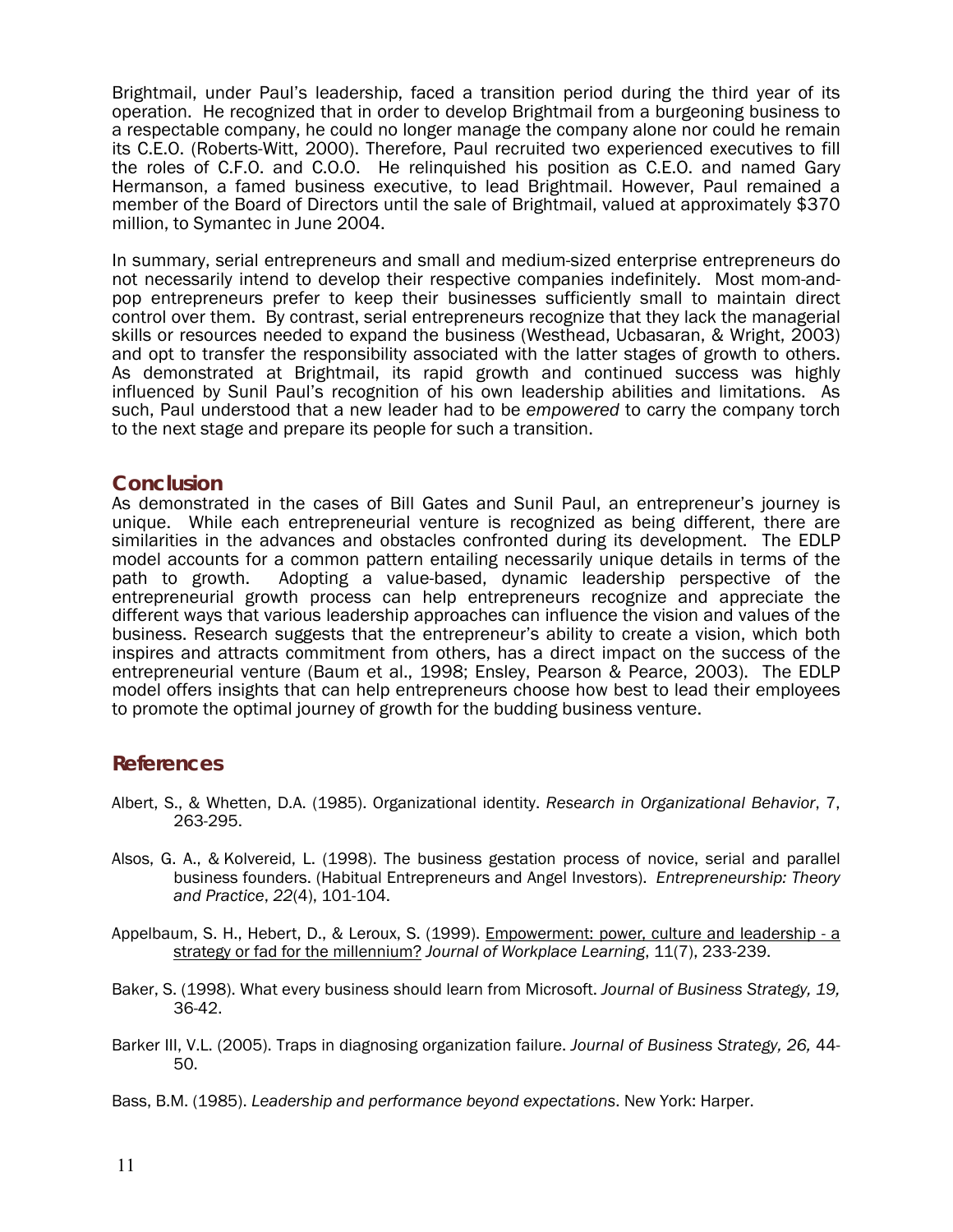Brightmail, under Paul's leadership, faced a transition period during the third year of its operation. He recognized that in order to develop Brightmail from a burgeoning business to a respectable company, he could no longer manage the company alone nor could he remain its C.E.O. (Roberts-Witt, 2000). Therefore, Paul recruited two experienced executives to fill the roles of C.F.O. and C.O.O. He relinquished his position as C.E.O. and named Gary Hermanson, a famed business executive, to lead Brightmail. However, Paul remained a member of the Board of Directors until the sale of Brightmail, valued at approximately $370 million, to Symantec in June 2004.

In summary, serial entrepreneurs and small and medium-sized enterprise entrepreneurs do not necessarily intend to develop their respective companies indefinitely. Most mom-and-pop entrepreneurs prefer to keep their businesses sufficiently small to maintain direct control over them. By contrast, serial entrepreneurs recognize that they lack the managerial skills or resources needed to expand the business (Westhead, Ucbasaran, & Wright, 2003) and opt to transfer the responsibility associated with the latter stages of growth to others. As demonstrated at Brightmail, its rapid growth and continued success was highly influenced by Sunil Paul's recognition of his own leadership abilities and limitations. As such, Paul understood that a new leader had to be *empowered* to carry the company torch to the next stage and prepare its people for such a transition.

## Conclusion

As demonstrated in the cases of Bill Gates and Sunil Paul, an entrepreneur's journey is unique. While each entrepreneurial venture is recognized as being different, there are similarities in the advances and obstacles confronted during its development. The EDLP model accounts for a common pattern entailing necessarily unique details in terms of the path to growth. Adopting a value-based, dynamic leadership perspective of the entrepreneurial growth process can help entrepreneurs recognize and appreciate the different ways that various leadership approaches can influence the vision and values of the business. Research suggests that the entrepreneur's ability to create a vision, which both inspires and attracts commitment from others, has a direct impact on the success of the entrepreneurial venture (Baum et al., 1998; Ensley, Pearson & Pearce, 2003). The EDLP model offers insights that can help entrepreneurs choose how best to lead their employees to promote the optimal journey of growth for the budding business venture.

## References

Albert, S., & Whetten, D.A. (1985). Organizational identity. *Research in Organizational Behavior*, 7, 263-295.

Alsos, G. A., & Kolvereid, L. (1998). The business gestation process of novice, serial and parallel business founders. (Habitual Entrepreneurs and Angel Investors). *Entrepreneurship: Theory and Practice*, *22*(4), 101-104.

Appelbaum, S. H., Hebert, D., & Leroux, S. (1999). Empowerment: power, culture and leadership - a strategy or fad for the millennium? *Journal of Workplace Learning*, 11(7), 233-239.

Baker, S. (1998). What every business should learn from Microsoft. *Journal of Business Strategy, 19,* 36-42.

Barker III, V.L. (2005). Traps in diagnosing organization failure. *Journal of Business Strategy, 26,* 44-50.

Bass, B.M. (1985). *Leadership and performance beyond expectations*. New York: Harper.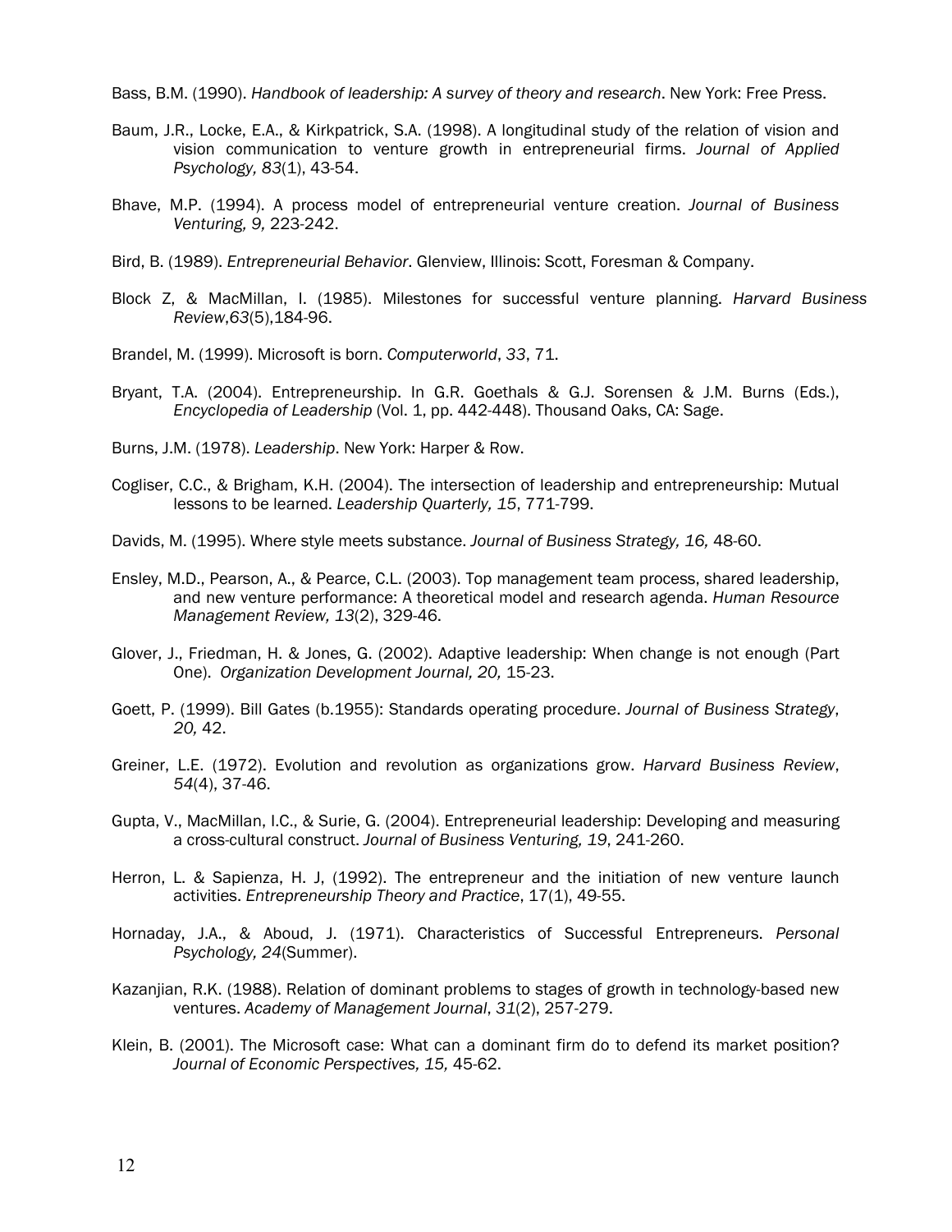Bass, B.M. (1990). *Handbook of leadership: A survey of theory and research*. New York: Free Press.

Baum, J.R., Locke, E.A., & Kirkpatrick, S.A. (1998). A longitudinal study of the relation of vision and vision communication to venture growth in entrepreneurial firms. *Journal of Applied Psychology, 83*(1), 43-54.

Bhave, M.P. (1994). A process model of entrepreneurial venture creation. *Journal of Business Venturing, 9,* 223-242.

Bird, B. (1989). *Entrepreneurial Behavior*. Glenview, Illinois: Scott, Foresman & Company.

Block Z, & MacMillan, I. (1985). Milestones for successful venture planning. *Harvard Business Review*,*63*(5),184-96.

Brandel, M. (1999). Microsoft is born. *Computerworld*, *33*, 71.

Bryant, T.A. (2004). Entrepreneurship. In G.R. Goethals & G.J. Sorensen & J.M. Burns (Eds.), *Encyclopedia of Leadership* (Vol. 1, pp. 442-448). Thousand Oaks, CA: Sage.

Burns, J.M. (1978). *Leadership*. New York: Harper & Row.

Cogliser, C.C., & Brigham, K.H. (2004). The intersection of leadership and entrepreneurship: Mutual lessons to be learned. *Leadership Quarterly, 15*, 771-799.

Davids, M. (1995). Where style meets substance. *Journal of Business Strategy, 16,* 48-60.

Ensley, M.D., Pearson, A., & Pearce, C.L. (2003). Top management team process, shared leadership, and new venture performance: A theoretical model and research agenda. *Human Resource Management Review, 13*(2), 329-46.

Glover, J., Friedman, H. & Jones, G. (2002). Adaptive leadership: When change is not enough (Part One). *Organization Development Journal, 20,* 15-23.

Goett, P. (1999). Bill Gates (b.1955): Standards operating procedure. *Journal of Business Strategy*, *20,* 42.

Greiner, L.E. (1972). Evolution and revolution as organizations grow. *Harvard Business Review*, *54*(4), 37-46.

Gupta, V., MacMillan, I.C., & Surie, G. (2004). Entrepreneurial leadership: Developing and measuring a cross-cultural construct. *Journal of Business Venturing, 19*, 241-260.

Herron, L. & Sapienza, H. J, (1992). The entrepreneur and the initiation of new venture launch activities. *Entrepreneurship Theory and Practice*, 17(1), 49-55.

Hornaday, J.A., & Aboud, J. (1971). Characteristics of Successful Entrepreneurs. *Personal Psychology, 24*(Summer).

Kazanjian, R.K. (1988). Relation of dominant problems to stages of growth in technology-based new ventures. *Academy of Management Journal*, *31*(2), 257-279.

Klein, B. (2001). The Microsoft case: What can a dominant firm do to defend its market position? *Journal of Economic Perspectives, 15,* 45-62.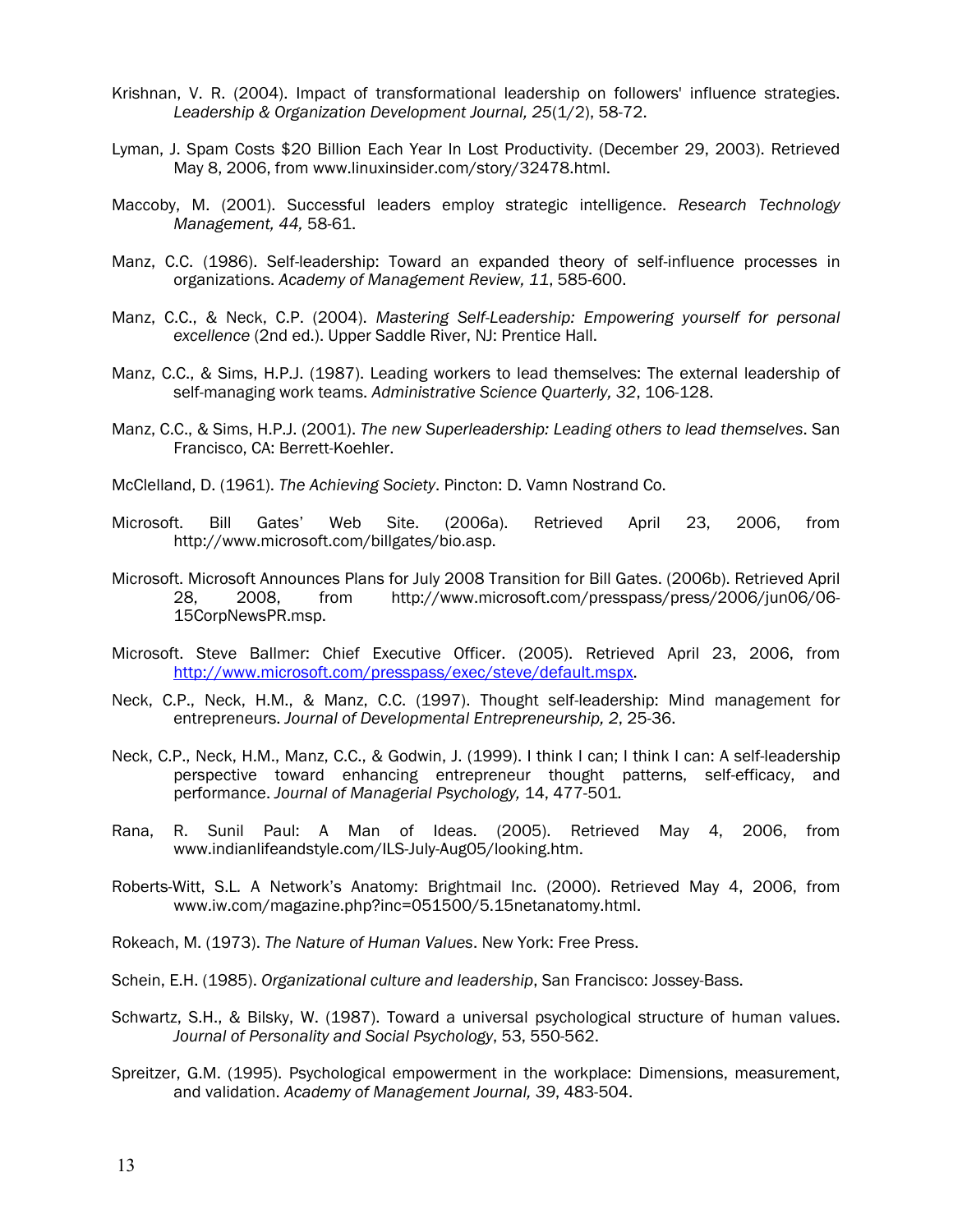Krishnan, V. R. (2004). Impact of transformational leadership on followers' influence strategies. *Leadership & Organization Development Journal, 25*(1/2), 58-72.

Lyman, J. Spam Costs $20 Billion Each Year In Lost Productivity. (December 29, 2003). Retrieved May 8, 2006, from www.linuxinsider.com/story/32478.html.

Maccoby, M. (2001). Successful leaders employ strategic intelligence. *Research Technology Management, 44,* 58-61.

Manz, C.C. (1986). Self-leadership: Toward an expanded theory of self-influence processes in organizations. *Academy of Management Review, 11*, 585-600.

Manz, C.C., & Neck, C.P. (2004). *Mastering Self-Leadership: Empowering yourself for personal excellence* (2nd ed.). Upper Saddle River, NJ: Prentice Hall.

Manz, C.C., & Sims, H.P.J. (1987). Leading workers to lead themselves: The external leadership of self-managing work teams. *Administrative Science Quarterly, 32*, 106-128.

Manz, C.C., & Sims, H.P.J. (2001). *The new Superleadership: Leading others to lead themselves*. San Francisco, CA: Berrett-Koehler.

McClelland, D. (1961). *The Achieving Society*. Pincton: D. Vamn Nostrand Co.

Microsoft. Bill Gates' Web Site. (2006a). Retrieved April 23, 2006, from http://www.microsoft.com/billgates/bio.asp.

Microsoft. Microsoft Announces Plans for July 2008 Transition for Bill Gates. (2006b). Retrieved April 28, 2008, from http://www.microsoft.com/presspass/press/2006/jun06/06-15CorpNewsPR.msp.

Microsoft. Steve Ballmer: Chief Executive Officer. (2005). Retrieved April 23, 2006, from http://www.microsoft.com/presspass/exec/steve/default.mspx.

Neck, C.P., Neck, H.M., & Manz, C.C. (1997). Thought self-leadership: Mind management for entrepreneurs. *Journal of Developmental Entrepreneurship, 2*, 25-36.

Neck, C.P., Neck, H.M., Manz, C.C., & Godwin, J. (1999). I think I can; I think I can: A self-leadership perspective toward enhancing entrepreneur thought patterns, self-efficacy, and performance. *Journal of Managerial Psychology,* 14, 477-501.

Rana, R. Sunil Paul: A Man of Ideas. (2005). Retrieved May 4, 2006, from www.indianlifeandstyle.com/ILS-July-Aug05/looking.htm.

Roberts-Witt, S.L. A Network's Anatomy: Brightmail Inc. (2000). Retrieved May 4, 2006, from www.iw.com/magazine.php?inc=051500/5.15netanatomy.html.

Rokeach, M. (1973). *The Nature of Human Values*. New York: Free Press.

Schein, E.H. (1985). *Organizational culture and leadership*, San Francisco: Jossey-Bass.

Schwartz, S.H., & Bilsky, W. (1987). Toward a universal psychological structure of human values. *Journal of Personality and Social Psychology*, 53, 550-562.

Spreitzer, G.M. (1995). Psychological empowerment in the workplace: Dimensions, measurement, and validation. *Academy of Management Journal, 39*, 483-504.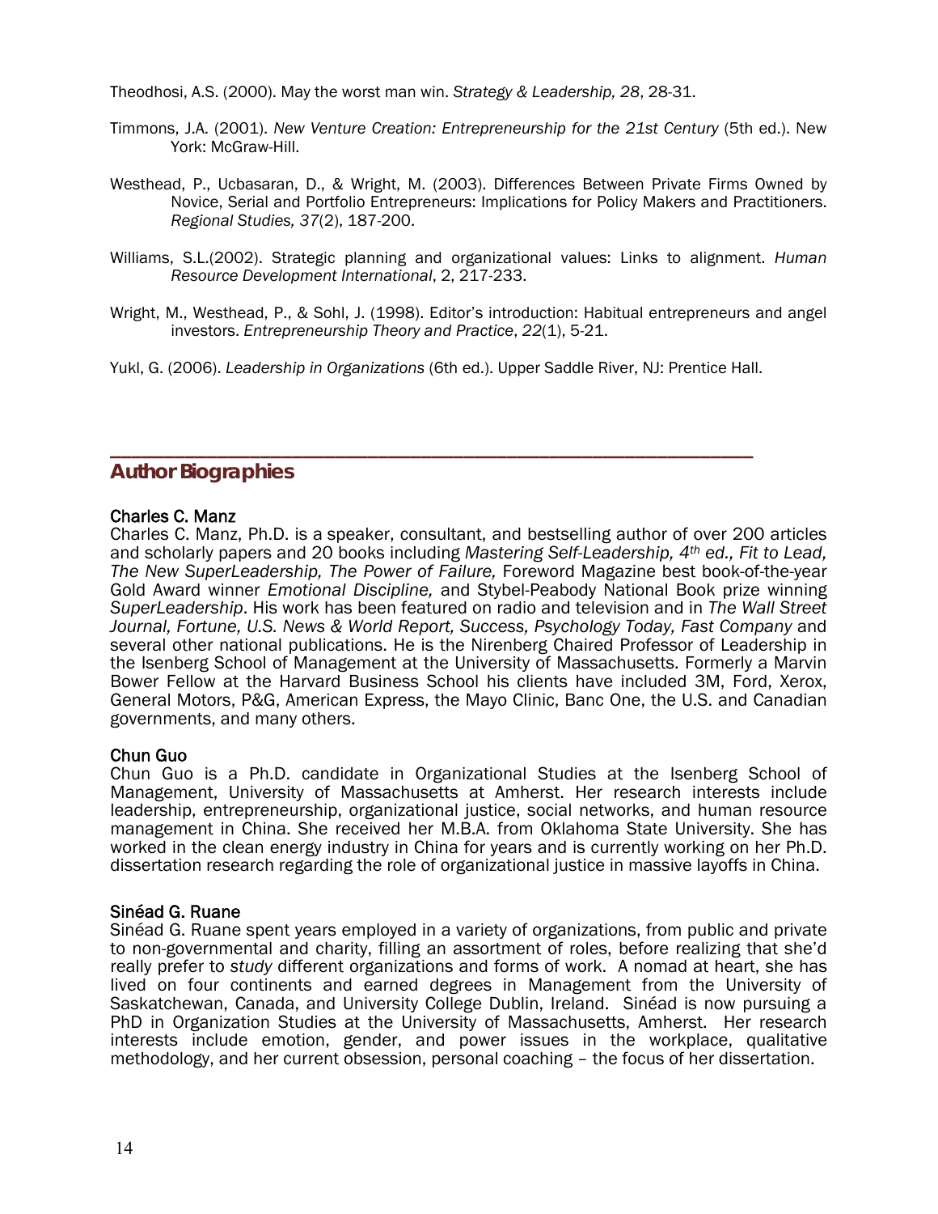Theodhosi, A.S. (2000). May the worst man win. *Strategy & Leadership, 28*, 28-31.

Timmons, J.A. (2001). *New Venture Creation: Entrepreneurship for the 21st Century* (5th ed.). New York: McGraw-Hill.

Westhead, P., Ucbasaran, D., & Wright, M. (2003). Differences Between Private Firms Owned by Novice, Serial and Portfolio Entrepreneurs: Implications for Policy Makers and Practitioners. *Regional Studies, 37*(2), 187-200.

Williams, S.L.(2002). Strategic planning and organizational values: Links to alignment. *Human Resource Development International*, 2, 217-233.

Wright, M., Westhead, P., & Sohl, J. (1998). Editor's introduction: Habitual entrepreneurs and angel investors. *Entrepreneurship Theory and Practice*, *22*(1), 5-21.

Yukl, G. (2006). *Leadership in Organizations* (6th ed.). Upper Saddle River, NJ: Prentice Hall.

## Author Biographies

### Charles C. Manz

Charles C. Manz, Ph.D. is a speaker, consultant, and bestselling author of over 200 articles and scholarly papers and 20 books including *Mastering Self-Leadership, 4th ed., Fit to Lead, The New SuperLeadership, The Power of Failure,* Foreword Magazine best book-of-the-year Gold Award winner *Emotional Discipline,* and Stybel-Peabody National Book prize winning *SuperLeadership*. His work has been featured on radio and television and in *The Wall Street Journal, Fortune, U.S. News & World Report, Success, Psychology Today, Fast Company* and several other national publications. He is the Nirenberg Chaired Professor of Leadership in the Isenberg School of Management at the University of Massachusetts. Formerly a Marvin Bower Fellow at the Harvard Business School his clients have included 3M, Ford, Xerox, General Motors, P&G, American Express, the Mayo Clinic, Banc One, the U.S. and Canadian governments, and many others.

### Chun Guo

Chun Guo is a Ph.D. candidate in Organizational Studies at the Isenberg School of Management, University of Massachusetts at Amherst. Her research interests include leadership, entrepreneurship, organizational justice, social networks, and human resource management in China. She received her M.B.A. from Oklahoma State University. She has worked in the clean energy industry in China for years and is currently working on her Ph.D. dissertation research regarding the role of organizational justice in massive layoffs in China.

### Sinéad G. Ruane

Sinéad G. Ruane spent years employed in a variety of organizations, from public and private to non-governmental and charity, filling an assortment of roles, before realizing that she'd really prefer to *study* different organizations and forms of work. A nomad at heart, she has lived on four continents and earned degrees in Management from the University of Saskatchewan, Canada, and University College Dublin, Ireland. Sinéad is now pursuing a PhD in Organization Studies at the University of Massachusetts, Amherst. Her research interests include emotion, gender, and power issues in the workplace, qualitative methodology, and her current obsession, personal coaching – the focus of her dissertation.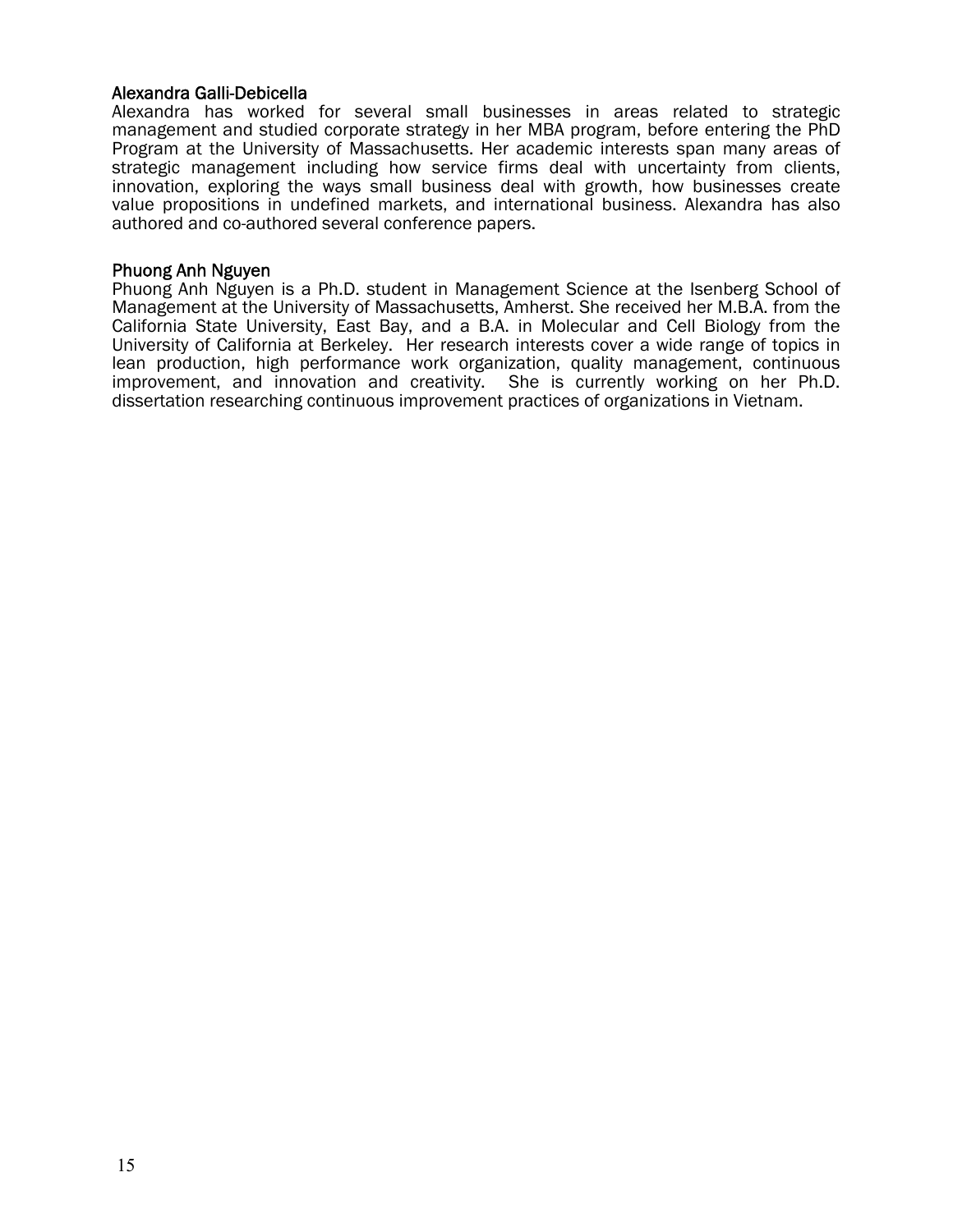### Alexandra Galli-Debicella

Alexandra has worked for several small businesses in areas related to strategic management and studied corporate strategy in her MBA program, before entering the PhD Program at the University of Massachusetts. Her academic interests span many areas of strategic management including how service firms deal with uncertainty from clients, innovation, exploring the ways small business deal with growth, how businesses create value propositions in undefined markets, and international business. Alexandra has also authored and co-authored several conference papers.

### Phuong Anh Nguyen

Phuong Anh Nguyen is a Ph.D. student in Management Science at the Isenberg School of Management at the University of Massachusetts, Amherst. She received her M.B.A. from the California State University, East Bay, and a B.A. in Molecular and Cell Biology from the University of California at Berkeley. Her research interests cover a wide range of topics in lean production, high performance work organization, quality management, continuous improvement, and innovation and creativity. She is currently working on her Ph.D. dissertation researching continuous improvement practices of organizations in Vietnam.